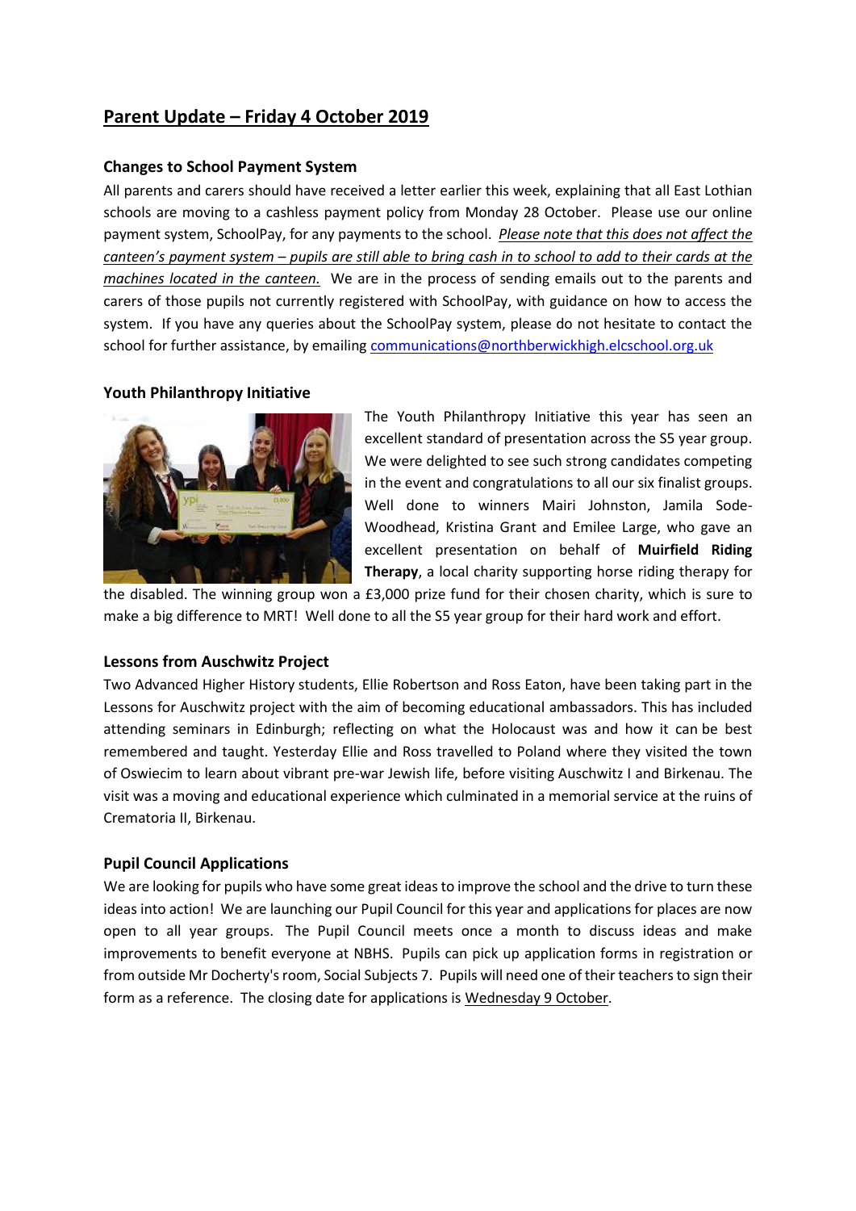## Parent Update – Friday 4 October 2019

### Changes to School Payment System

All parents and carers should have received a letter earlier this week, explaining that all East Lothian schools are moving to a cashless payment policy from Monday 28 October. Please use our online payment system, SchoolPay, for any payments to the school. *Please note that this does not affect the canteen's payment system – pupils are still able to bring cash in to school to add to their cards at the machines located in the canteen.* We are in the process of sending emails out to the parents and carers of those pupils not currently registered with SchoolPay, with guidance on how to access the system. If you have any queries about the SchoolPay system, please do not hesitate to contact the school for further assistance, by emailing communications@northberwickhigh.elcschool.org.uk

### Youth Philanthropy Initiative

The Youth Philanthropy Initiative this year has seen an excellent standard of presentation across the S5 year group. We were delighted to see such strong candidates competing in the event and congratulations to all our six finalist groups. Well done to winners Mairi Johnston, Jamila Sode-Woodhead, Kristina Grant and Emilee Large, who gave an excellent presentation on behalf of **Muirfield Riding Therapy**, a local charity supporting horse riding therapy for the disabled. The winning group won a £3,000 prize fund for their chosen charity, which is sure to make a big difference to MRT! Well done to all the S5 year group for their hard work and effort.

### Lessons from Auschwitz Project

Two Advanced Higher History students, Ellie Robertson and Ross Eaton, have been taking part in the Lessons for Auschwitz project with the aim of becoming educational ambassadors. This has included attending seminars in Edinburgh; reflecting on what the Holocaust was and how it can be best remembered and taught. Yesterday Ellie and Ross travelled to Poland where they visited the town of Oswiecim to learn about vibrant pre-war Jewish life, before visiting Auschwitz I and Birkenau. The visit was a moving and educational experience which culminated in a memorial service at the ruins of Crematoria II, Birkenau.

### Pupil Council Applications

We are looking for pupils who have some great ideas to improve the school and the drive to turn these ideas into action! We are launching our Pupil Council for this year and applications for places are now open to all year groups. The Pupil Council meets once a month to discuss ideas and make improvements to benefit everyone at NBHS. Pupils can pick up application forms in registration or from outside Mr Docherty's room, Social Subjects 7. Pupils will need one of their teachers to sign their form as a reference. The closing date for applications is Wednesday 9 October.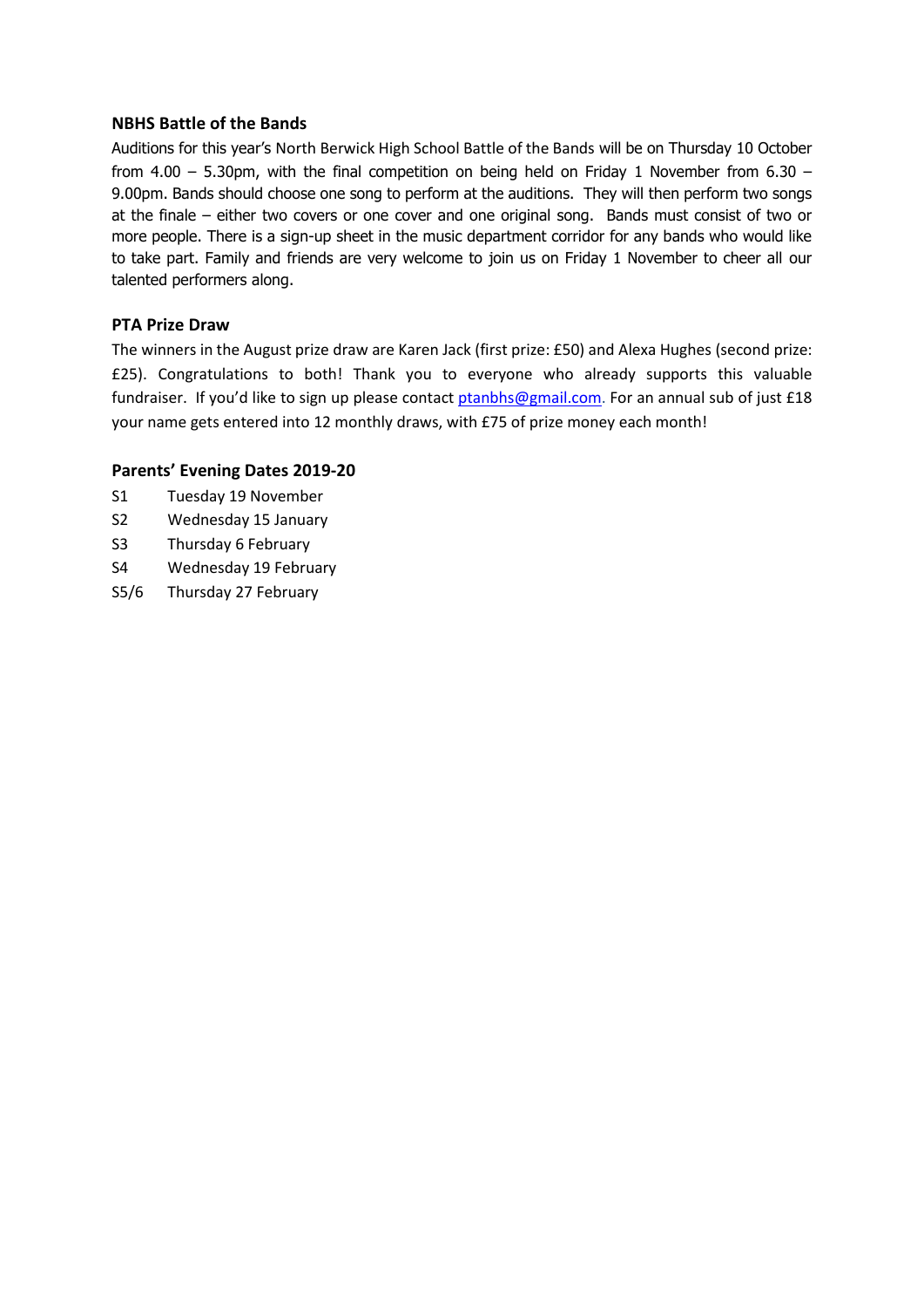### NBHS Battle of the Bands

Auditions for this year's North Berwick High School Battle of the Bands will be on Thursday 10 October from 4.00 – 5.30pm, with the final competition on being held on Friday 1 November from 6.30 – 9.00pm. Bands should choose one song to perform at the auditions. They will then perform two songs at the finale – either two covers or one cover and one original song. Bands must consist of two or more people. There is a sign-up sheet in the music department corridor for any bands who would like to take part. Family and friends are very welcome to join us on Friday 1 November to cheer all our talented performers along.

### PTA Prize Draw

The winners in the August prize draw are Karen Jack (first prize: £50) and Alexa Hughes (second prize: £25). Congratulations to both! Thank you to everyone who already supports this valuable fundraiser. If you'd like to sign up please contact ptanbhs@gmail.com. For an annual sub of just £18 your name gets entered into 12 monthly draws, with £75 of prize money each month!

### Parents' Evening Dates 2019-20

| | |
|---|---|
| S1 | Tuesday 19 November |
| S2 | Wednesday 15 January |
| S3 | Thursday 6 February |
| S4 | Wednesday 19 February |
| S5/6 | Thursday 27 February |